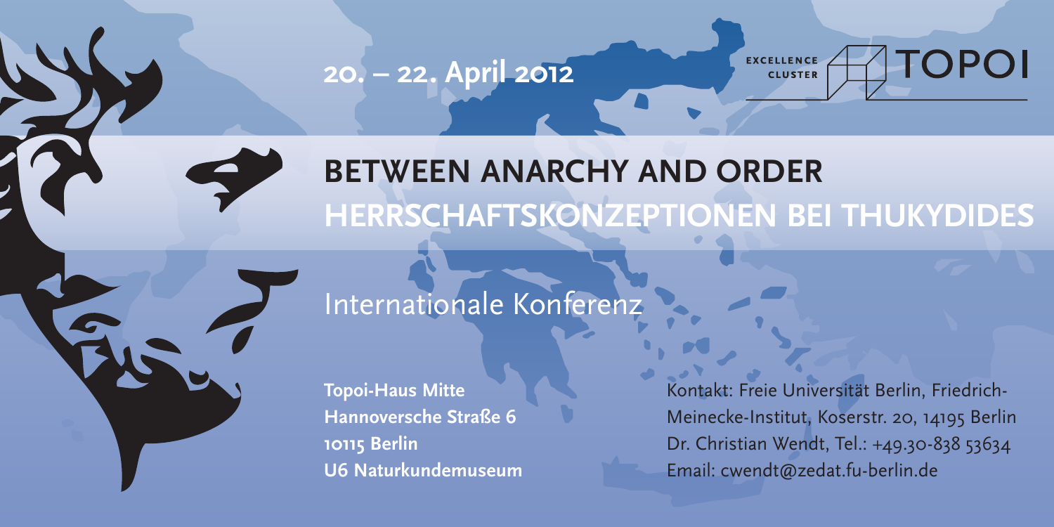**20. – 22. April 2012**

EXCELLENCE CLUSTER TOPOI

# BETWEEN ANARCHY AND ORDER
## HERRSCHAFTSKONZEPTIONEN BEI THUKYDIDES

Internationale Konferenz

**Topoi-Haus Mitte**
**Hannoversche Straße 6**
**10115 Berlin**
**U6 Naturkundemuseum**

Kontakt: Freie Universität Berlin, Friedrich-Meinecke-Institut, Koserstr. 20, 14195 Berlin
Dr. Christian Wendt, Tel.: +49.30-838 53634
Email: cwendt@zedat.fu-berlin.de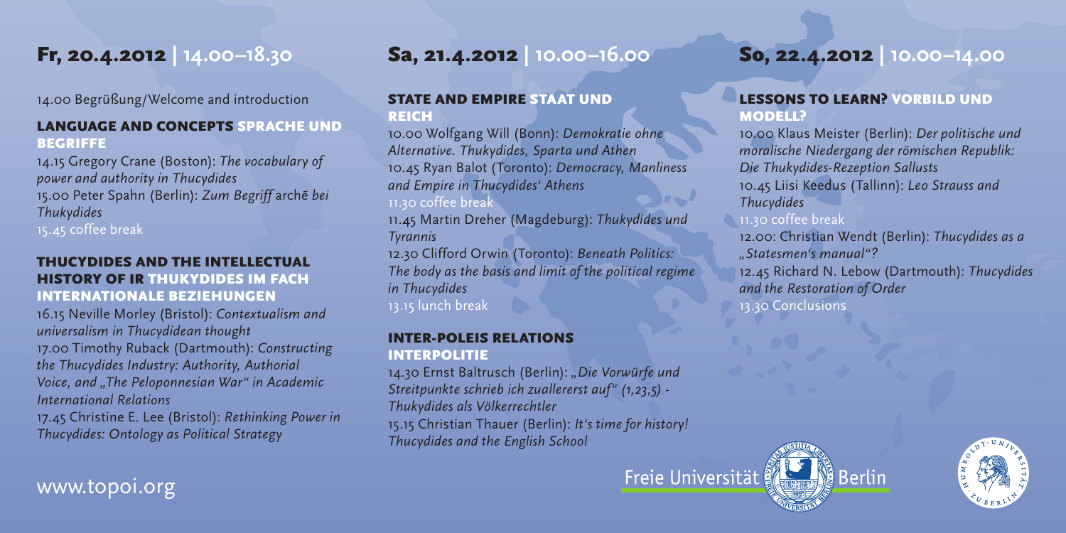## Fr, 20.4.2012 | 14.00–18.30

14.00 Begrüßung/Welcome and introduction

### LANGUAGE AND CONCEPTS SPRACHE UND BEGRIFFE

14.15 Gregory Crane (Boston): *The vocabulary of power and authority in Thucydides*
15.00 Peter Spahn (Berlin): *Zum Begriff* archē *bei Thukydides*
15.45 coffee break

### THUCYDIDES AND THE INTELLECTUAL HISTORY OF IR THUKYDIDES IM FACH INTERNATIONALE BEZIEHUNGEN

16.15 Neville Morley (Bristol): *Contextualism and universalism in Thucydidean thought*
17.00 Timothy Ruback (Dartmouth): *Constructing the Thucydides Industry: Authority, Authorial Voice, and „The Peloponnesian War" in Academic International Relations*
17.45 Christine E. Lee (Bristol): *Rethinking Power in Thucydides: Ontology as Political Strategy*

## Sa, 21.4.2012 | 10.00–16.00

### STATE AND EMPIRE STAAT UND REICH

10.00 Wolfgang Will (Bonn): *Demokratie ohne Alternative. Thukydides, Sparta und Athen*
10.45 Ryan Balot (Toronto): *Democracy, Manliness and Empire in Thucydides' Athens*
11.30 coffee break
11.45 Martin Dreher (Magdeburg): *Thukydides und Tyrannis*
12.30 Clifford Orwin (Toronto): *Beneath Politics: The body as the basis and limit of the political regime in Thucydides*
13.15 lunch break

### INTER-POLEIS RELATIONS INTERPOLITIE

14.30 Ernst Baltrusch (Berlin): *„Die Vorwürfe und Streitpunkte schrieb ich zuallererst auf" (1,23,5) - Thukydides als Völkerrechtler*
15.15 Christian Thauer (Berlin): *It's time for history! Thucydides and the English School*

## So, 22.4.2012 | 10.00–14.00

### LESSONS TO LEARN? VORBILD UND MODELL?

10.00 Klaus Meister (Berlin): *Der politische und moralische Niedergang der römischen Republik: Die Thukydides-Rezeption Sallusts*
10.45 Liisi Keedus (Tallinn): *Leo Strauss and Thucydides*
11.30 coffee break
12.00: Christian Wendt (Berlin): *Thucydides as a „Statesmen's manual"?*
12.45 Richard N. Lebow (Dartmouth): *Thucydides and the Restoration of Order*
13.30 Conclusions

www.topoi.org

Freie Universität Berlin